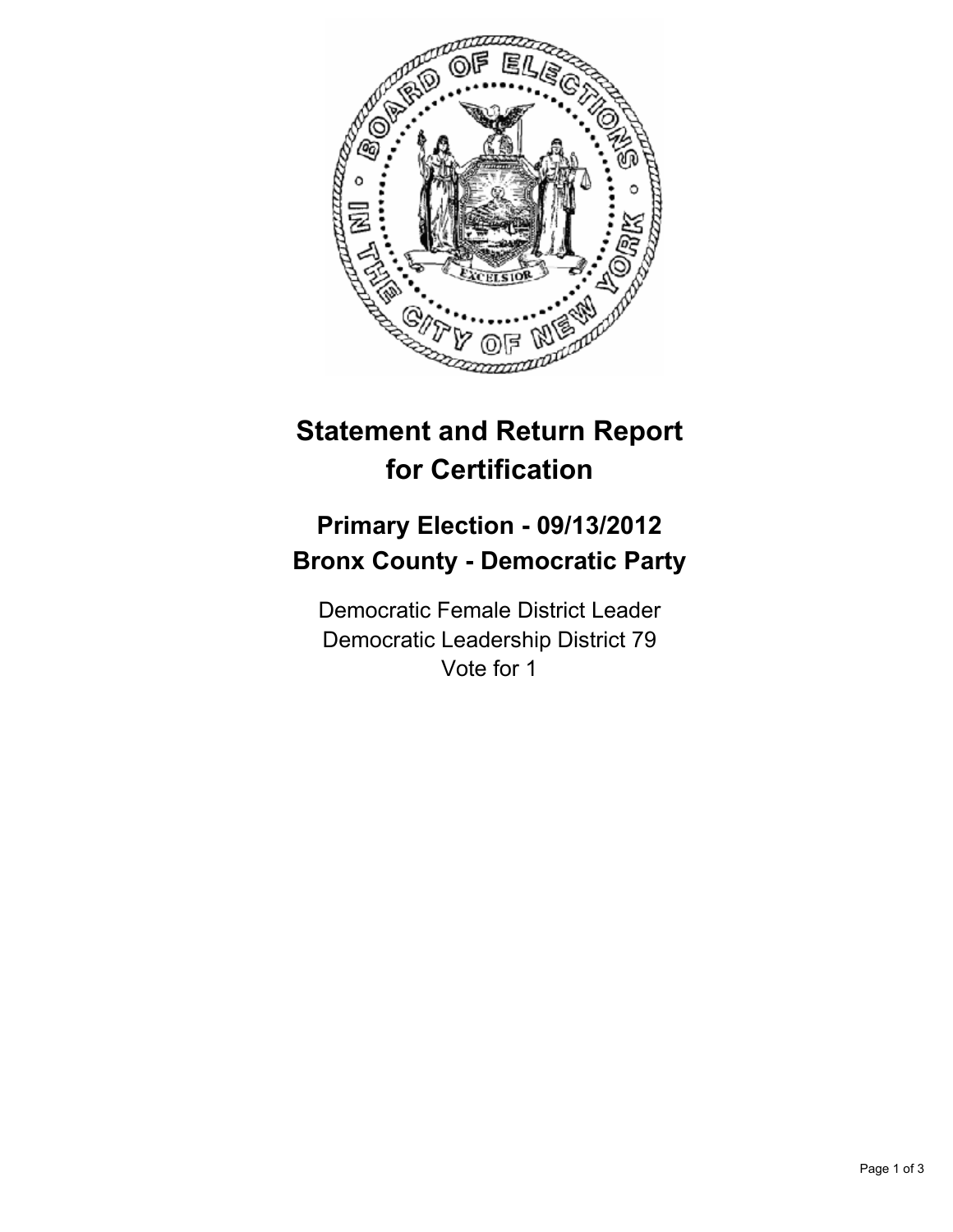# Statement and Return Report for Certification

## Primary Election - 09/13/2012
## Bronx County - Democratic Party

Democratic Female District Leader
Democratic Leadership District 79
Vote for 1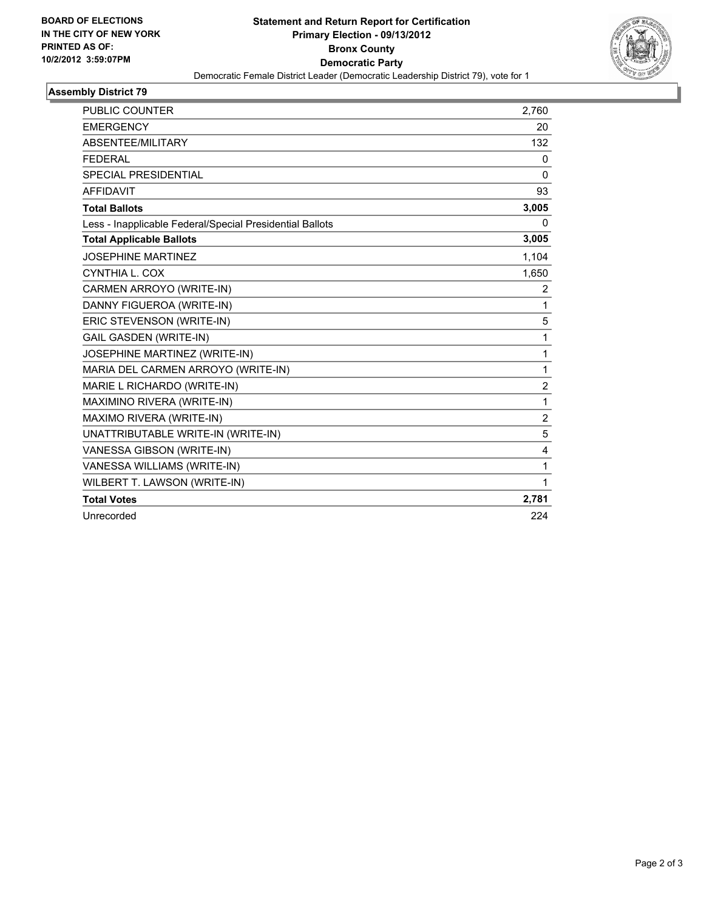**BOARD OF ELECTIONS IN THE CITY OF NEW YORK PRINTED AS OF: 10/2/2012 3:59:07PM**

# Statement and Return Report for Certification
## Primary Election - 09/13/2012
## Bronx County
## Democratic Party

Democratic Female District Leader (Democratic Leadership District 79), vote for 1

### Assembly District 79

| | |
|---|---|
| PUBLIC COUNTER | 2,760 |
| EMERGENCY | 20 |
| ABSENTEE/MILITARY | 132 |
| FEDERAL | 0 |
| SPECIAL PRESIDENTIAL | 0 |
| AFFIDAVIT | 93 |
| **Total Ballots** | **3,005** |
| Less - Inapplicable Federal/Special Presidential Ballots | 0 |
| **Total Applicable Ballots** | **3,005** |
| JOSEPHINE MARTINEZ | 1,104 |
| CYNTHIA L. COX | 1,650 |
| CARMEN ARROYO (WRITE-IN) | 2 |
| DANNY FIGUEROA (WRITE-IN) | 1 |
| ERIC STEVENSON (WRITE-IN) | 5 |
| GAIL GASDEN (WRITE-IN) | 1 |
| JOSEPHINE MARTINEZ (WRITE-IN) | 1 |
| MARIA DEL CARMEN ARROYO (WRITE-IN) | 1 |
| MARIE L RICHARDO (WRITE-IN) | 2 |
| MAXIMINO RIVERA (WRITE-IN) | 1 |
| MAXIMO RIVERA (WRITE-IN) | 2 |
| UNATTRIBUTABLE WRITE-IN (WRITE-IN) | 5 |
| VANESSA GIBSON (WRITE-IN) | 4 |
| VANESSA WILLIAMS (WRITE-IN) | 1 |
| WILBERT T. LAWSON (WRITE-IN) | 1 |
| **Total Votes** | **2,781** |
| Unrecorded | 224 |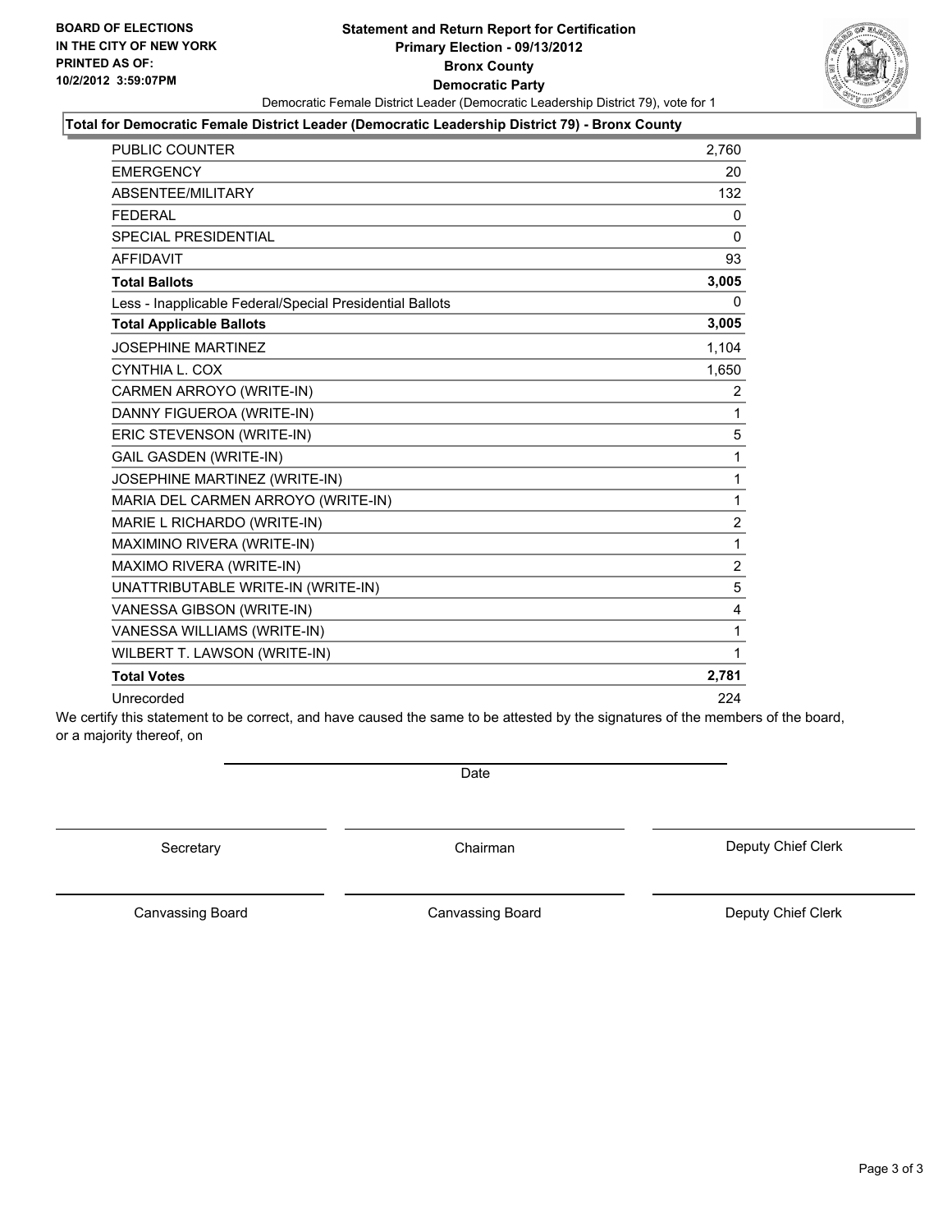**BOARD OF ELECTIONS IN THE CITY OF NEW YORK PRINTED AS OF: 10/2/2012 3:59:07PM**

# Statement and Return Report for Certification
## Primary Election - 09/13/2012
## Bronx County
## Democratic Party

Democratic Female District Leader (Democratic Leadership District 79), vote for 1

**Total for Democratic Female District Leader (Democratic Leadership District 79) - Bronx County**

| | |
|---|---|
| PUBLIC COUNTER | 2,760 |
| EMERGENCY | 20 |
| ABSENTEE/MILITARY | 132 |
| FEDERAL | 0 |
| SPECIAL PRESIDENTIAL | 0 |
| AFFIDAVIT | 93 |
| **Total Ballots** | **3,005** |
| Less - Inapplicable Federal/Special Presidential Ballots | 0 |
| **Total Applicable Ballots** | **3,005** |
| JOSEPHINE MARTINEZ | 1,104 |
| CYNTHIA L. COX | 1,650 |
| CARMEN ARROYO (WRITE-IN) | 2 |
| DANNY FIGUEROA (WRITE-IN) | 1 |
| ERIC STEVENSON (WRITE-IN) | 5 |
| GAIL GASDEN (WRITE-IN) | 1 |
| JOSEPHINE MARTINEZ (WRITE-IN) | 1 |
| MARIA DEL CARMEN ARROYO (WRITE-IN) | 1 |
| MARIE L RICHARDO (WRITE-IN) | 2 |
| MAXIMINO RIVERA (WRITE-IN) | 1 |
| MAXIMO RIVERA (WRITE-IN) | 2 |
| UNATTRIBUTABLE WRITE-IN (WRITE-IN) | 5 |
| VANESSA GIBSON (WRITE-IN) | 4 |
| VANESSA WILLIAMS (WRITE-IN) | 1 |
| WILBERT T. LAWSON (WRITE-IN) | 1 |
| **Total Votes** | **2,781** |
| Unrecorded | 224 |

We certify this statement to be correct, and have caused the same to be attested by the signatures of the members of the board, or a majority thereof, on

Date

Secretary

Chairman

Deputy Chief Clerk

Canvassing Board

Canvassing Board

Deputy Chief Clerk